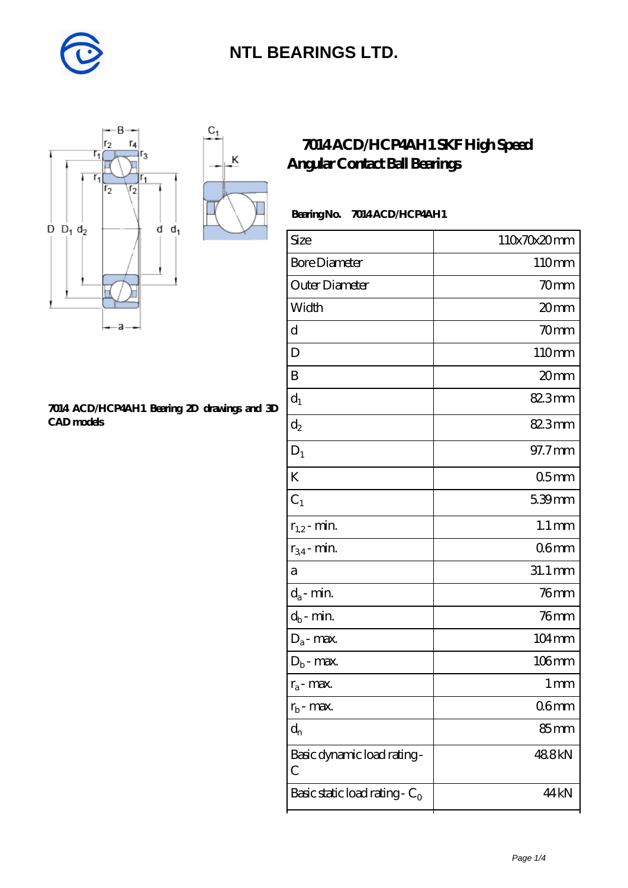# NTL BEARINGS LTD.

## 7014 ACD/HCP4AH1 SKF High Speed Angular Contact Ball Bearings

7014 ACD/HCP4AH1 Bearing 2D drawings and 3D CAD models

**Bearing No.** 7014 ACD/HCP4AH1

| Size | 110x70x20 mm |
|---|---|
| Bore Diameter | 110 mm |
| Outer Diameter | 70 mm |
| Width | 20 mm |
| d | 70 mm |
| D | 110 mm |
| B | 20 mm |
| $d_1$ | 82.3 mm |
| $d_2$ | 82.3 mm |
| $D_1$ | 97.7 mm |
| K | 0.5 mm |
| $C_1$ | 5.39 mm |
| $r_{1,2}$ - min. | 1.1 mm |
| $r_{3,4}$ - min. | 0.6 mm |
| a | 31.1 mm |
| $d_a$ - min. | 76 mm |
| $d_b$ - min. | 76 mm |
| $D_a$ - max. | 104 mm |
| $D_b$ - max. | 106 mm |
| $r_a$ - max. | 1 mm |
| $r_b$ - max. | 0.6 mm |
| $d_n$ | 85 mm |
| Basic dynamic load rating - C | 48.8 kN |
| Basic static load rating - $C_0$ | 44 kN |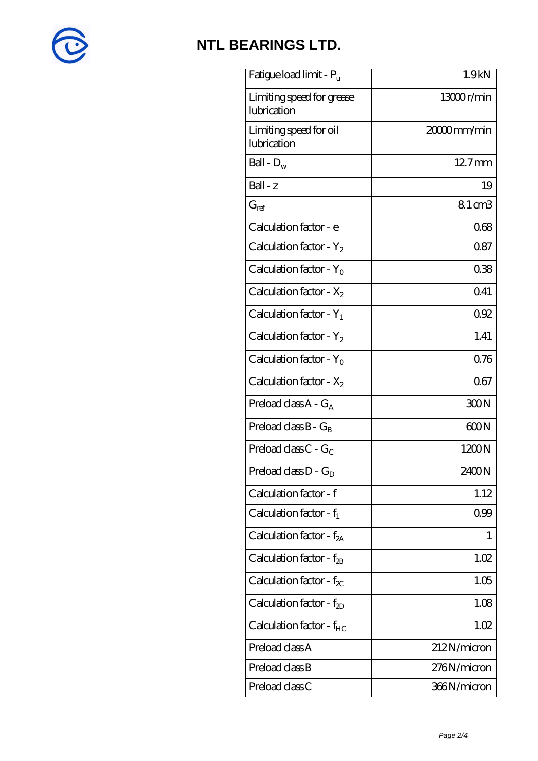# NTL BEARINGS LTD.

| | |
|---|---|
| Fatigue load limit - $P_u$ | 1.9 kN |
| Limiting speed for grease lubrication | 13000 r/min |
| Limiting speed for oil lubrication | 20000 mm/min |
| Ball - $D_w$ | 12.7 mm |
| Ball - z | 19 |
| $G_{ref}$ | 8.1 cm3 |
| Calculation factor - e | 0.68 |
| Calculation factor - $Y_2$ | 0.87 |
| Calculation factor - $Y_0$ | 0.38 |
| Calculation factor - $X_2$ | 0.41 |
| Calculation factor - $Y_1$ | 0.92 |
| Calculation factor - $Y_2$ | 1.41 |
| Calculation factor - $Y_0$ | 0.76 |
| Calculation factor - $X_2$ | 0.67 |
| Preload class A - $G_A$ | 300 N |
| Preload class B - $G_B$ | 600 N |
| Preload class C - $G_C$ | 1200 N |
| Preload class D - $G_D$ | 2400 N |
| Calculation factor - f | 1.12 |
| Calculation factor - $f_1$ | 0.99 |
| Calculation factor - $f_{2A}$ | 1 |
| Calculation factor - $f_{2B}$ | 1.02 |
| Calculation factor - $f_{2C}$ | 1.05 |
| Calculation factor - $f_{2D}$ | 1.08 |
| Calculation factor - $f_{HC}$ | 1.02 |
| Preload class A | 212 N/micron |
| Preload class B | 276 N/micron |
| Preload class C | 366 N/micron |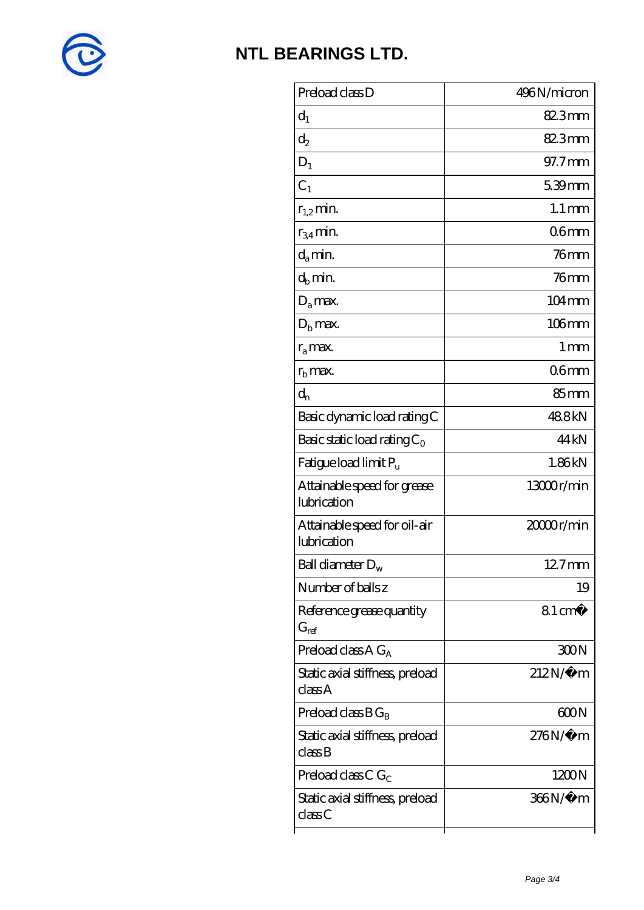# NTL BEARINGS LTD.

| | |
|---|---|
| Preload class D | 496 N/micron |
| $d_1$ | 82.3 mm |
| $d_2$ | 82.3 mm |
| $D_1$ | 97.7 mm |
| $C_1$ | 5.39 mm |
| $r_{1,2}$ min. | 1.1 mm |
| $r_{3,4}$ min. | 0.6 mm |
| $d_a$ min. | 76 mm |
| $d_b$ min. | 76 mm |
| $D_a$ max. | 104 mm |
| $D_b$ max. | 106 mm |
| $r_a$ max. | 1 mm |
| $r_b$ max. | 0.6 mm |
| $d_n$ | 85 mm |
| Basic dynamic load rating C | 48.8 kN |
| Basic static load rating $C_0$ | 44 kN |
| Fatigue load limit $P_u$ | 1.86 kN |
| Attainable speed for grease lubrication | 13000 r/min |
| Attainable speed for oil-air lubrication | 20000 r/min |
| Ball diameter $D_w$ | 12.7 mm |
| Number of balls z | 19 |
| Reference grease quantity $G_{ref}$ | 8.1 cm� |
| Preload class A $G_A$ | 300 N |
| Static axial stiffness, preload class A | 212 N/�m |
| Preload class B $G_B$ | 600 N |
| Static axial stiffness, preload class B | 276 N/�m |
| Preload class C $G_C$ | 1200 N |
| Static axial stiffness, preload class C | 366 N/�m |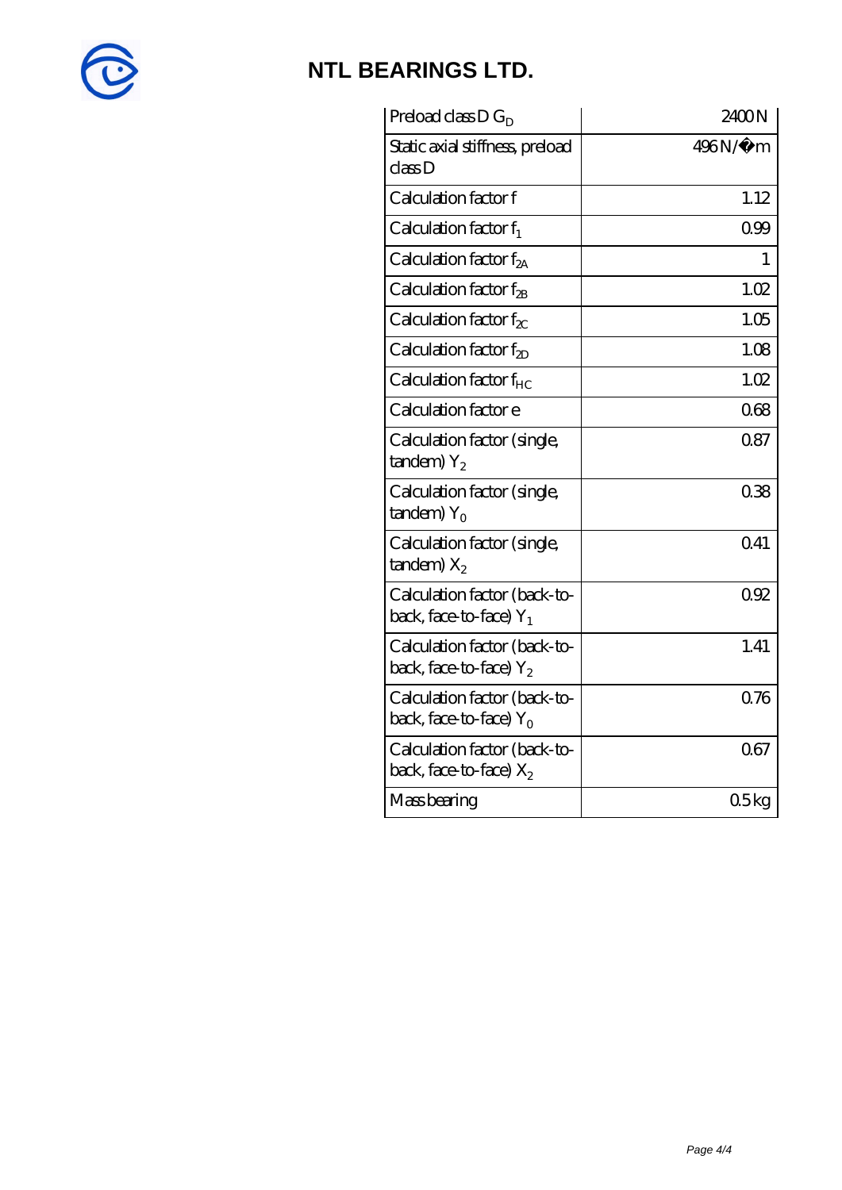# NTL BEARINGS LTD.

| | |
|---|---|
| Preload class D $G_D$ | 2400 N |
| Static axial stiffness, preload class D | 496 N/�m |
| Calculation factor f | 1.12 |
| Calculation factor $f_1$ | 0.99 |
| Calculation factor $f_{2A}$ | 1 |
| Calculation factor $f_{2B}$ | 1.02 |
| Calculation factor $f_{2C}$ | 1.05 |
| Calculation factor $f_{2D}$ | 1.08 |
| Calculation factor $f_{HC}$ | 1.02 |
| Calculation factor e | 0.68 |
| Calculation factor (single, tandem) $Y_2$ | 0.87 |
| Calculation factor (single, tandem) $Y_0$ | 0.38 |
| Calculation factor (single, tandem) $X_2$ | 0.41 |
| Calculation factor (back-to-back, face-to-face) $Y_1$ | 0.92 |
| Calculation factor (back-to-back, face-to-face) $Y_2$ | 1.41 |
| Calculation factor (back-to-back, face-to-face) $Y_0$ | 0.76 |
| Calculation factor (back-to-back, face-to-face) $X_2$ | 0.67 |
| Mass bearing | 0.5 kg |